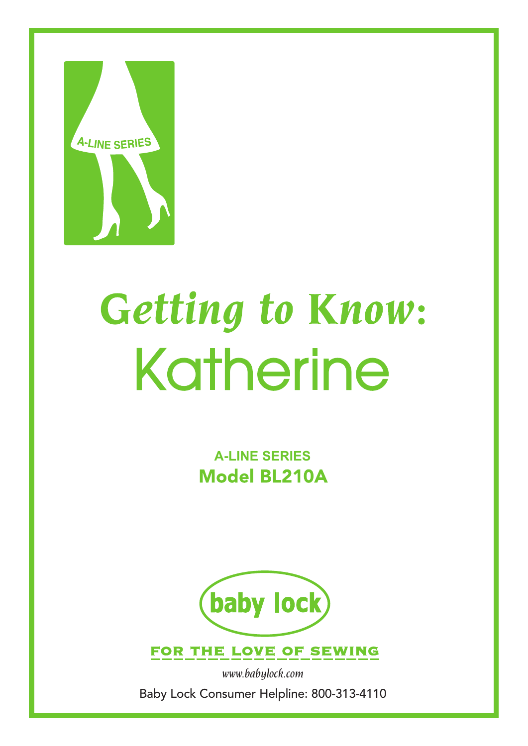A-LINE SERIES

# *Getting to Know:* Katherine

**A-LINE SERIES**

## Model BL210A

baby lock

FOR THE LOVE OF SEWING

*www.babylock.com*

Baby Lock Consumer Helpline: 800-313-4110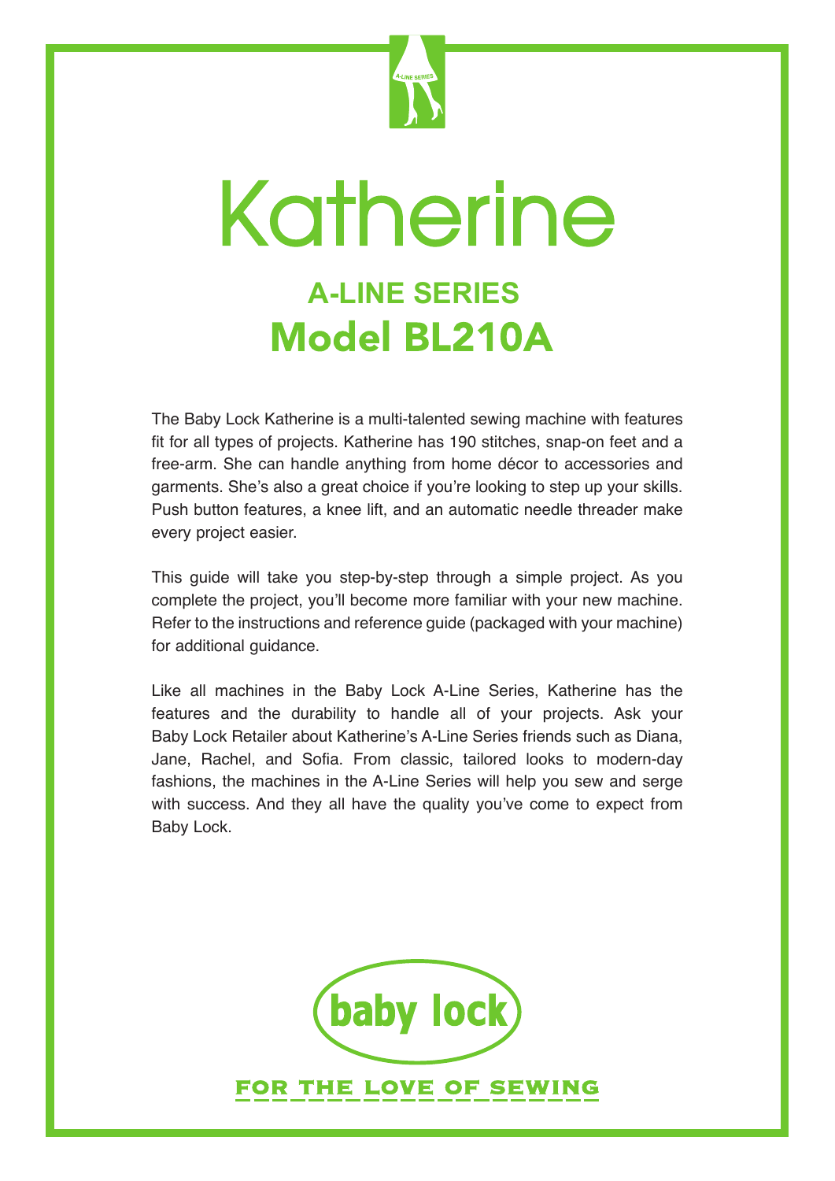# Katherine

## A-LINE SERIES

## Model BL210A

The Baby Lock Katherine is a multi-talented sewing machine with features fit for all types of projects. Katherine has 190 stitches, snap-on feet and a free-arm. She can handle anything from home décor to accessories and garments. She's also a great choice if you're looking to step up your skills. Push button features, a knee lift, and an automatic needle threader make every project easier.

This guide will take you step-by-step through a simple project. As you complete the project, you'll become more familiar with your new machine. Refer to the instructions and reference guide (packaged with your machine) for additional guidance.

Like all machines in the Baby Lock A-Line Series, Katherine has the features and the durability to handle all of your projects. Ask your Baby Lock Retailer about Katherine's A-Line Series friends such as Diana, Jane, Rachel, and Sofia. From classic, tailored looks to modern-day fashions, the machines in the A-Line Series will help you sew and serge with success. And they all have the quality you've come to expect from Baby Lock.

baby lock

FOR THE LOVE OF SEWING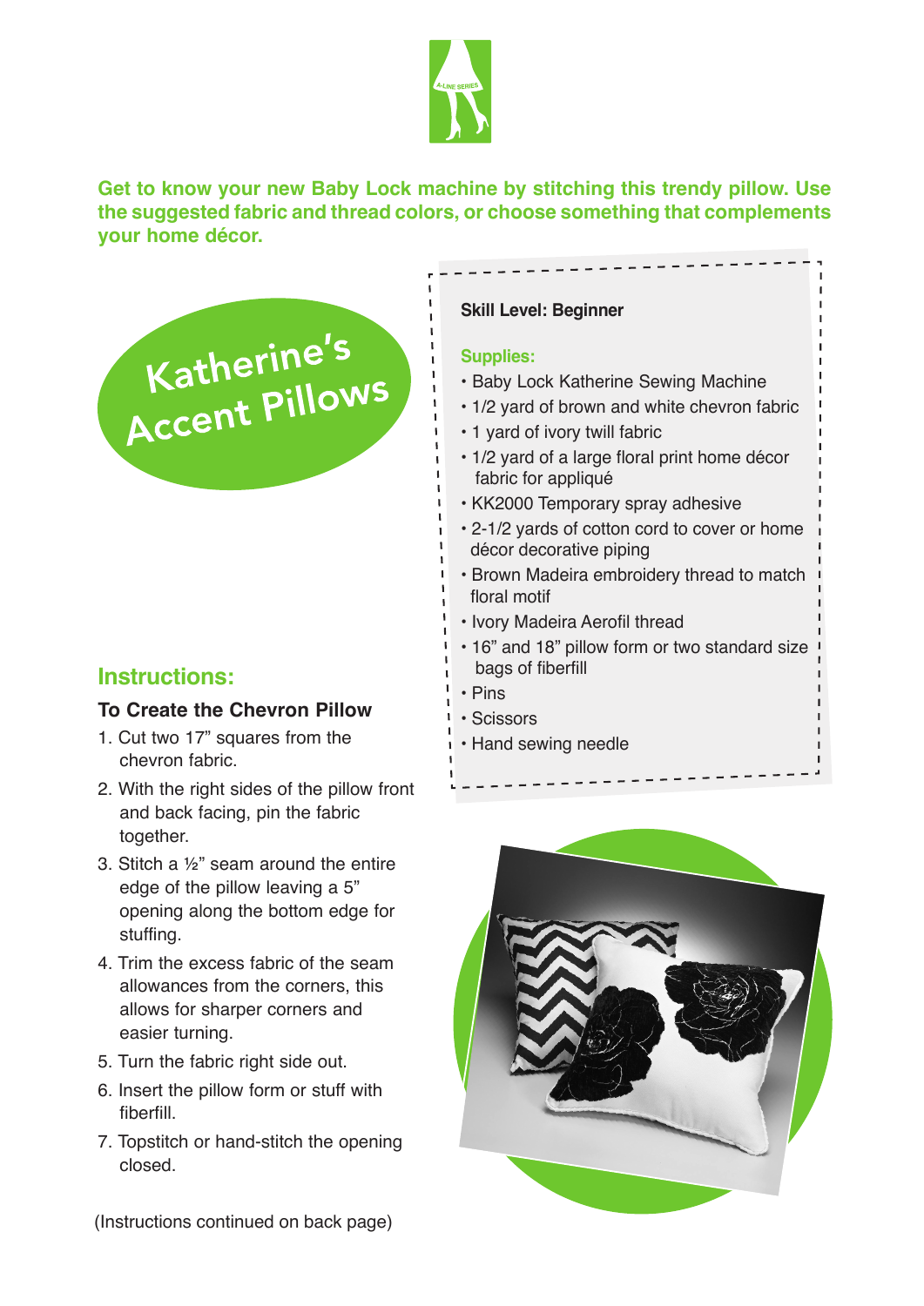Get to know your new Baby Lock machine by stitching this trendy pillow. Use the suggested fabric and thread colors, or choose something that complements your home décor.

# Katherine's Accent Pillows

**Skill Level: Beginner**

**Supplies:**

- Baby Lock Katherine Sewing Machine
- 1/2 yard of brown and white chevron fabric
- 1 yard of ivory twill fabric
- 1/2 yard of a large floral print home décor fabric for appliqué
- KK2000 Temporary spray adhesive
- 2-1/2 yards of cotton cord to cover or home décor decorative piping
- Brown Madeira embroidery thread to match floral motif
- Ivory Madeira Aerofil thread
- 16" and 18" pillow form or two standard size bags of fiberfill
- Pins
- Scissors
- Hand sewing needle

## Instructions:

### To Create the Chevron Pillow

1. Cut two 17" squares from the chevron fabric.
2. With the right sides of the pillow front and back facing, pin the fabric together.
3. Stitch a ½" seam around the entire edge of the pillow leaving a 5" opening along the bottom edge for stuffing.
4. Trim the excess fabric of the seam allowances from the corners, this allows for sharper corners and easier turning.
5. Turn the fabric right side out.
6. Insert the pillow form or stuff with fiberfill.
7. Topstitch or hand-stitch the opening closed.

(Instructions continued on back page)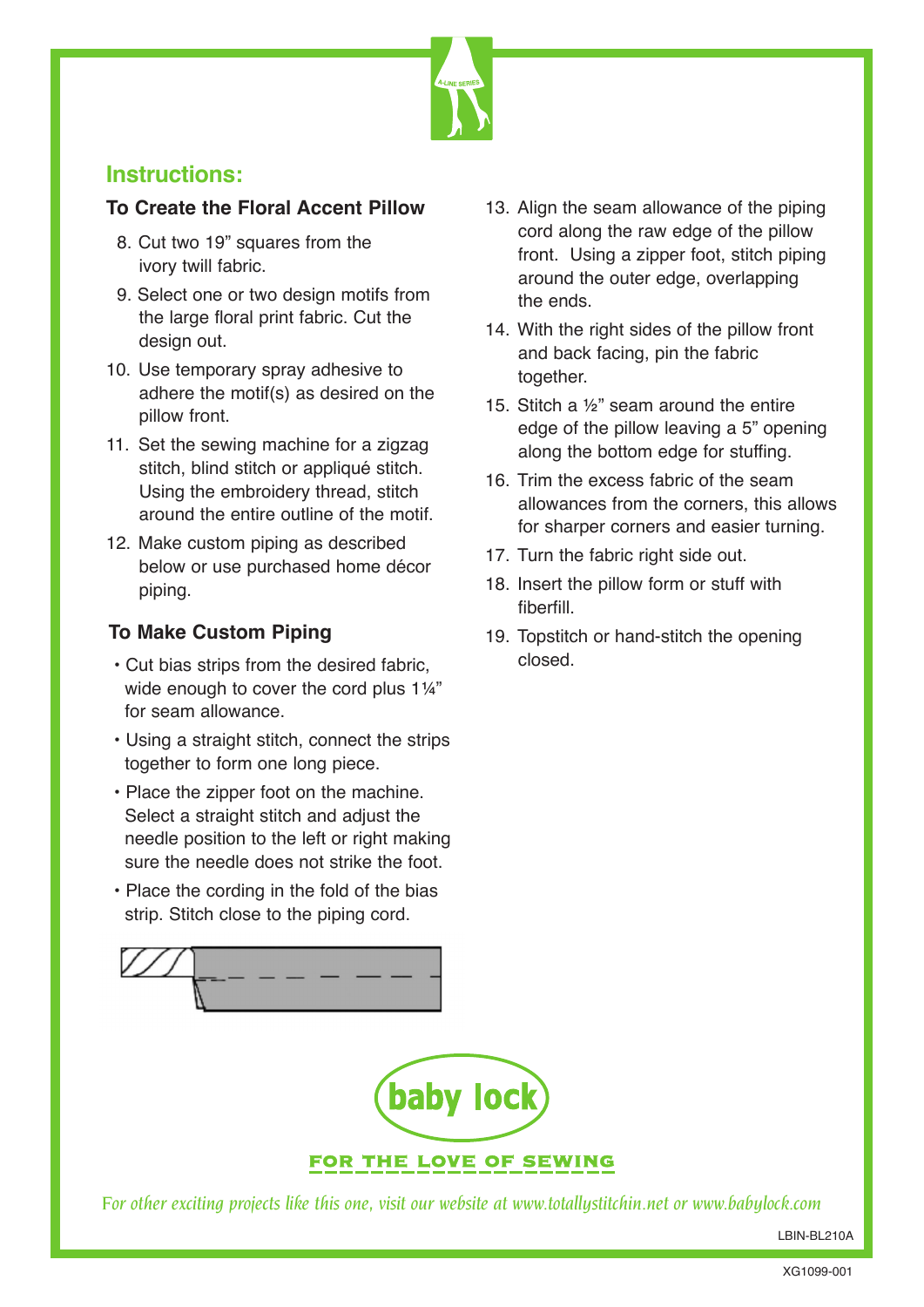## Instructions:

### To Create the Floral Accent Pillow

8. Cut two 19" squares from the ivory twill fabric.
9. Select one or two design motifs from the large floral print fabric. Cut the design out.
10. Use temporary spray adhesive to adhere the motif(s) as desired on the pillow front.
11. Set the sewing machine for a zigzag stitch, blind stitch or appliqué stitch. Using the embroidery thread, stitch around the entire outline of the motif.
12. Make custom piping as described below or use purchased home décor piping.

### To Make Custom Piping

- Cut bias strips from the desired fabric, wide enough to cover the cord plus 1¼" for seam allowance.
- Using a straight stitch, connect the strips together to form one long piece.
- Place the zipper foot on the machine. Select a straight stitch and adjust the needle position to the left or right making sure the needle does not strike the foot.
- Place the cording in the fold of the bias strip. Stitch close to the piping cord.

13. Align the seam allowance of the piping cord along the raw edge of the pillow front. Using a zipper foot, stitch piping around the outer edge, overlapping the ends.
14. With the right sides of the pillow front and back facing, pin the fabric together.
15. Stitch a ½" seam around the entire edge of the pillow leaving a 5" opening along the bottom edge for stuffing.
16. Trim the excess fabric of the seam allowances from the corners, this allows for sharper corners and easier turning.
17. Turn the fabric right side out.
18. Insert the pillow form or stuff with fiberfill.
19. Topstitch or hand-stitch the opening closed.

baby lock

FOR THE LOVE OF SEWING

*For other exciting projects like this one, visit our website at www.totallystitchin.net or www.babylock.com*

LBIN-BL210A

XG1099-001